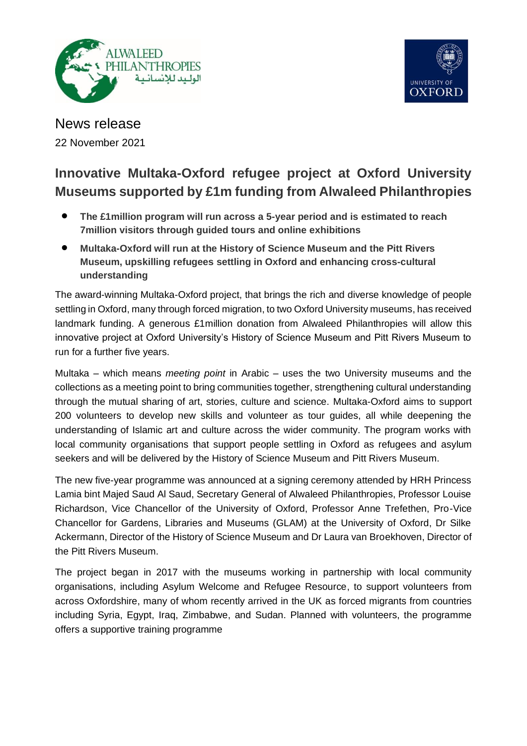News release

22 November 2021

# Innovative Multaka-Oxford refugee project at Oxford University Museums supported by £1m funding from Alwaleed Philanthropies

- **The £1million program will run across a 5-year period and is estimated to reach 7million visitors through guided tours and online exhibitions**
- **Multaka-Oxford will run at the History of Science Museum and the Pitt Rivers Museum, upskilling refugees settling in Oxford and enhancing cross-cultural understanding**

The award-winning Multaka-Oxford project, that brings the rich and diverse knowledge of people settling in Oxford, many through forced migration, to two Oxford University museums, has received landmark funding. A generous £1million donation from Alwaleed Philanthropies will allow this innovative project at Oxford University's History of Science Museum and Pitt Rivers Museum to run for a further five years.

Multaka – which means *meeting point* in Arabic – uses the two University museums and the collections as a meeting point to bring communities together, strengthening cultural understanding through the mutual sharing of art, stories, culture and science. Multaka-Oxford aims to support 200 volunteers to develop new skills and volunteer as tour guides, all while deepening the understanding of Islamic art and culture across the wider community. The program works with local community organisations that support people settling in Oxford as refugees and asylum seekers and will be delivered by the History of Science Museum and Pitt Rivers Museum.

The new five-year programme was announced at a signing ceremony attended by HRH Princess Lamia bint Majed Saud Al Saud, Secretary General of Alwaleed Philanthropies, Professor Louise Richardson, Vice Chancellor of the University of Oxford, Professor Anne Trefethen, Pro-Vice Chancellor for Gardens, Libraries and Museums (GLAM) at the University of Oxford, Dr Silke Ackermann, Director of the History of Science Museum and Dr Laura van Broekhoven, Director of the Pitt Rivers Museum.

The project began in 2017 with the museums working in partnership with local community organisations, including Asylum Welcome and Refugee Resource, to support volunteers from across Oxfordshire, many of whom recently arrived in the UK as forced migrants from countries including Syria, Egypt, Iraq, Zimbabwe, and Sudan. Planned with volunteers, the programme offers a supportive training programme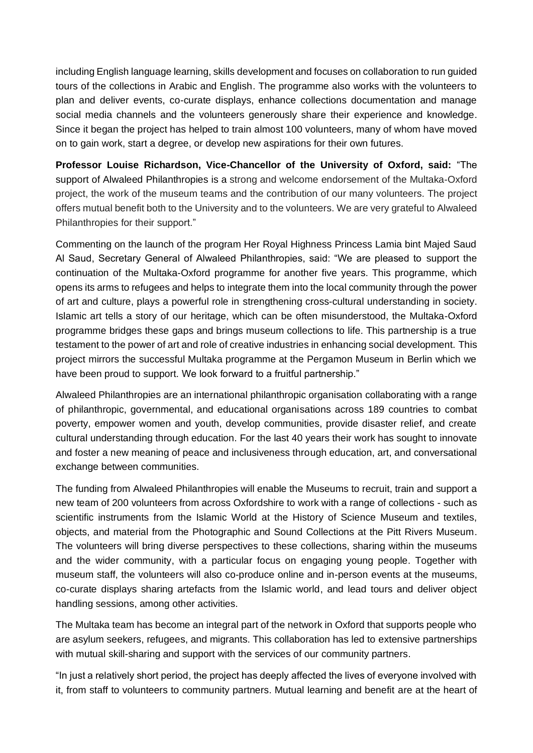including English language learning, skills development and focuses on collaboration to run guided tours of the collections in Arabic and English. The programme also works with the volunteers to plan and deliver events, co-curate displays, enhance collections documentation and manage social media channels and the volunteers generously share their experience and knowledge. Since it began the project has helped to train almost 100 volunteers, many of whom have moved on to gain work, start a degree, or develop new aspirations for their own futures.

**Professor Louise Richardson, Vice-Chancellor of the University of Oxford, said:** "The support of Alwaleed Philanthropies is a strong and welcome endorsement of the Multaka-Oxford project, the work of the museum teams and the contribution of our many volunteers. The project offers mutual benefit both to the University and to the volunteers. We are very grateful to Alwaleed Philanthropies for their support."

Commenting on the launch of the program Her Royal Highness Princess Lamia bint Majed Saud Al Saud, Secretary General of Alwaleed Philanthropies, said: "We are pleased to support the continuation of the Multaka-Oxford programme for another five years. This programme, which opens its arms to refugees and helps to integrate them into the local community through the power of art and culture, plays a powerful role in strengthening cross-cultural understanding in society. Islamic art tells a story of our heritage, which can be often misunderstood, the Multaka-Oxford programme bridges these gaps and brings museum collections to life. This partnership is a true testament to the power of art and role of creative industries in enhancing social development. This project mirrors the successful Multaka programme at the Pergamon Museum in Berlin which we have been proud to support. We look forward to a fruitful partnership."

Alwaleed Philanthropies are an international philanthropic organisation collaborating with a range of philanthropic, governmental, and educational organisations across 189 countries to combat poverty, empower women and youth, develop communities, provide disaster relief, and create cultural understanding through education. For the last 40 years their work has sought to innovate and foster a new meaning of peace and inclusiveness through education, art, and conversational exchange between communities.

The funding from Alwaleed Philanthropies will enable the Museums to recruit, train and support a new team of 200 volunteers from across Oxfordshire to work with a range of collections - such as scientific instruments from the Islamic World at the History of Science Museum and textiles, objects, and material from the Photographic and Sound Collections at the Pitt Rivers Museum. The volunteers will bring diverse perspectives to these collections, sharing within the museums and the wider community, with a particular focus on engaging young people. Together with museum staff, the volunteers will also co-produce online and in-person events at the museums, co-curate displays sharing artefacts from the Islamic world, and lead tours and deliver object handling sessions, among other activities.

The Multaka team has become an integral part of the network in Oxford that supports people who are asylum seekers, refugees, and migrants. This collaboration has led to extensive partnerships with mutual skill-sharing and support with the services of our community partners.

"In just a relatively short period, the project has deeply affected the lives of everyone involved with it, from staff to volunteers to community partners. Mutual learning and benefit are at the heart of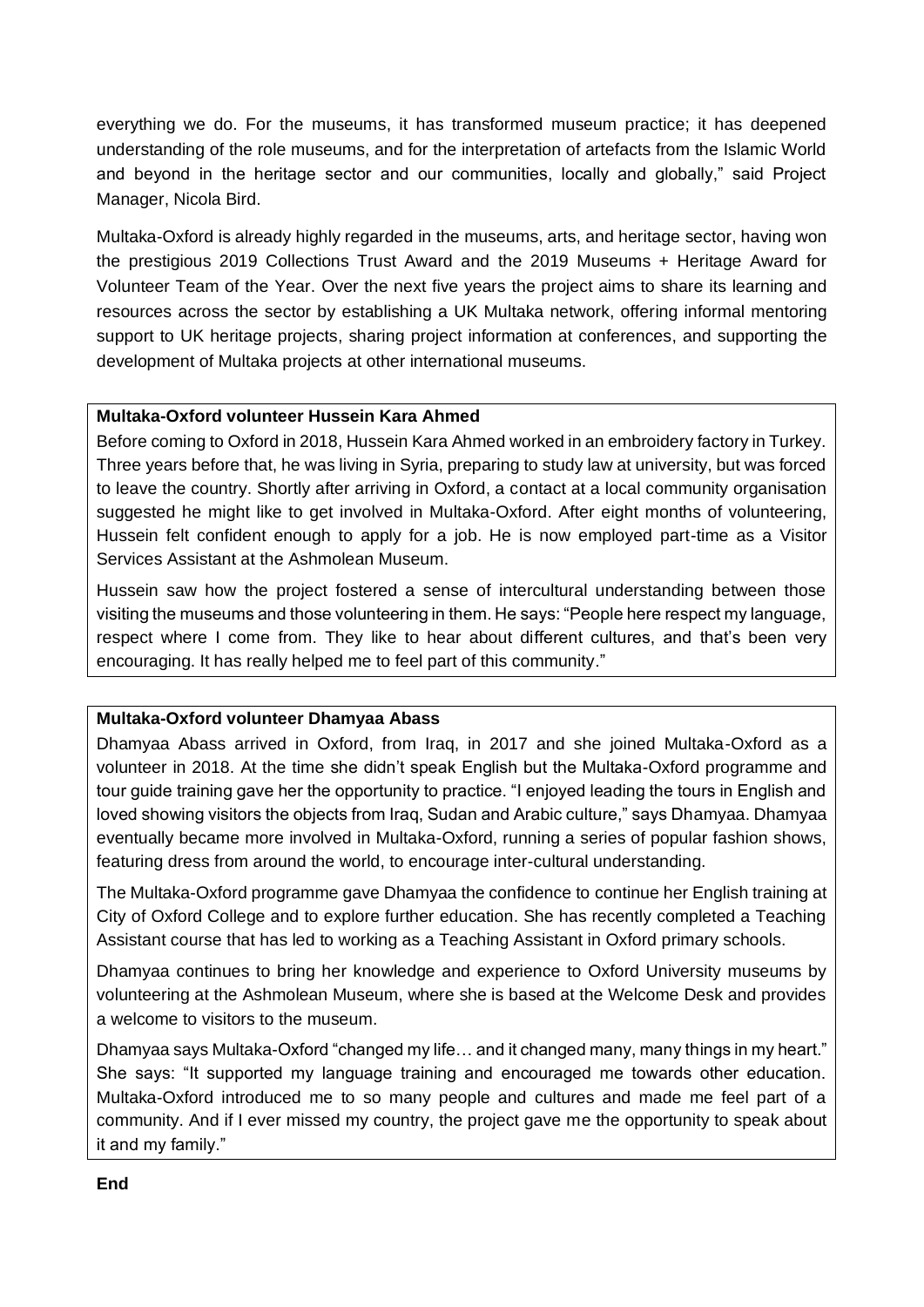everything we do. For the museums, it has transformed museum practice; it has deepened understanding of the role museums, and for the interpretation of artefacts from the Islamic World and beyond in the heritage sector and our communities, locally and globally," said Project Manager, Nicola Bird.

Multaka-Oxford is already highly regarded in the museums, arts, and heritage sector, having won the prestigious 2019 Collections Trust Award and the 2019 Museums + Heritage Award for Volunteer Team of the Year. Over the next five years the project aims to share its learning and resources across the sector by establishing a UK Multaka network, offering informal mentoring support to UK heritage projects, sharing project information at conferences, and supporting the development of Multaka projects at other international museums.

**Multaka-Oxford volunteer Hussein Kara Ahmed**

Before coming to Oxford in 2018, Hussein Kara Ahmed worked in an embroidery factory in Turkey. Three years before that, he was living in Syria, preparing to study law at university, but was forced to leave the country. Shortly after arriving in Oxford, a contact at a local community organisation suggested he might like to get involved in Multaka-Oxford. After eight months of volunteering, Hussein felt confident enough to apply for a job. He is now employed part-time as a Visitor Services Assistant at the Ashmolean Museum.

Hussein saw how the project fostered a sense of intercultural understanding between those visiting the museums and those volunteering in them. He says: "People here respect my language, respect where I come from. They like to hear about different cultures, and that's been very encouraging. It has really helped me to feel part of this community."

**Multaka-Oxford volunteer Dhamyaa Abass**

Dhamyaa Abass arrived in Oxford, from Iraq, in 2017 and she joined Multaka-Oxford as a volunteer in 2018. At the time she didn't speak English but the Multaka-Oxford programme and tour guide training gave her the opportunity to practice. "I enjoyed leading the tours in English and loved showing visitors the objects from Iraq, Sudan and Arabic culture," says Dhamyaa. Dhamyaa eventually became more involved in Multaka-Oxford, running a series of popular fashion shows, featuring dress from around the world, to encourage inter-cultural understanding.

The Multaka-Oxford programme gave Dhamyaa the confidence to continue her English training at City of Oxford College and to explore further education. She has recently completed a Teaching Assistant course that has led to working as a Teaching Assistant in Oxford primary schools.

Dhamyaa continues to bring her knowledge and experience to Oxford University museums by volunteering at the Ashmolean Museum, where she is based at the Welcome Desk and provides a welcome to visitors to the museum.

Dhamyaa says Multaka-Oxford "changed my life… and it changed many, many things in my heart." She says: "It supported my language training and encouraged me towards other education. Multaka-Oxford introduced me to so many people and cultures and made me feel part of a community. And if I ever missed my country, the project gave me the opportunity to speak about it and my family."

**End**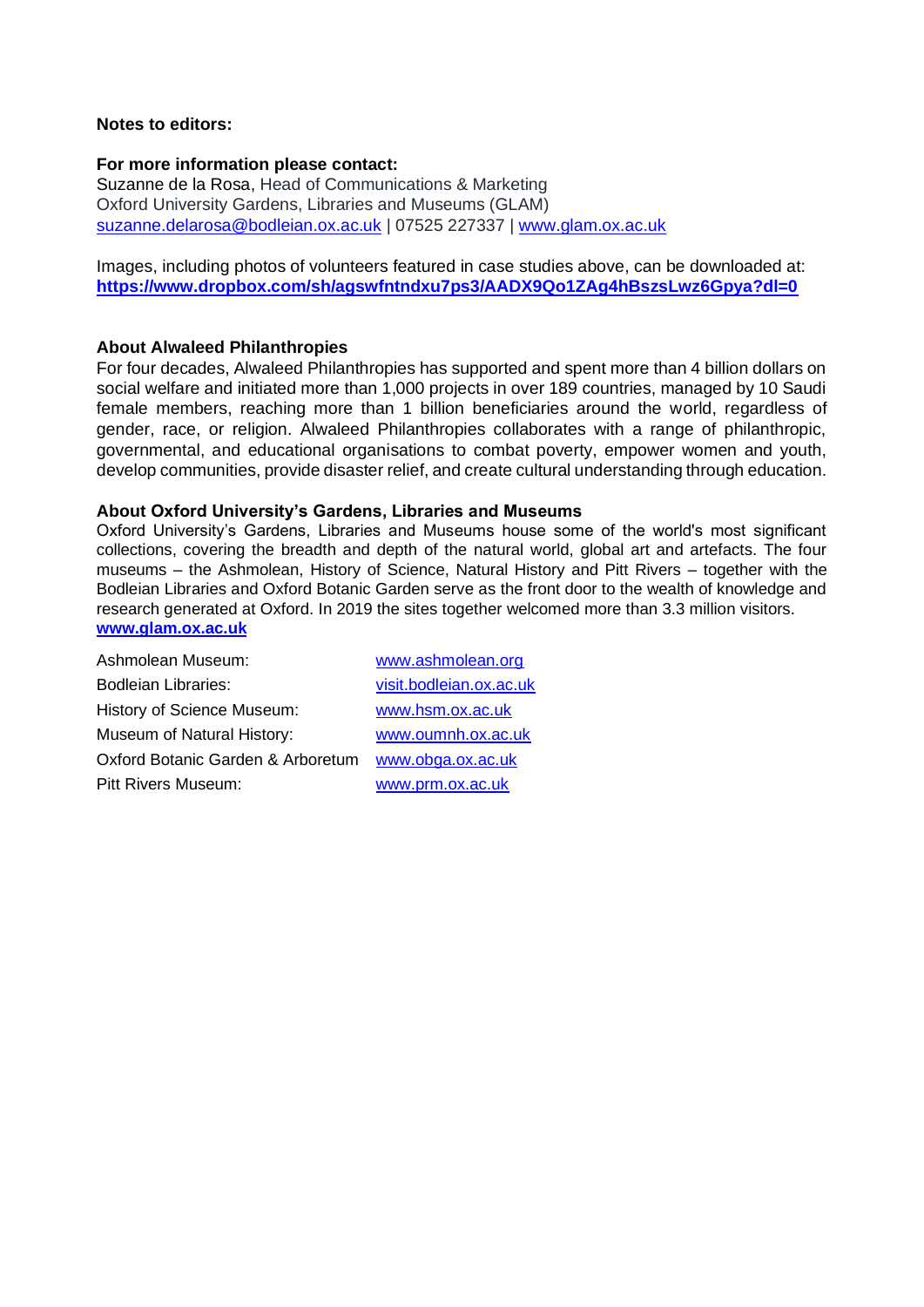**Notes to editors:**

**For more information please contact:**
Suzanne de la Rosa, Head of Communications & Marketing
Oxford University Gardens, Libraries and Museums (GLAM)
suzanne.delarosa@bodleian.ox.ac.uk | 07525 227337 | www.glam.ox.ac.uk

Images, including photos of volunteers featured in case studies above, can be downloaded at:
**https://www.dropbox.com/sh/agswfntndxu7ps3/AADX9Qo1ZAg4hBszsLwz6Gpya?dl=0**

**About Alwaleed Philanthropies**
For four decades, Alwaleed Philanthropies has supported and spent more than 4 billion dollars on social welfare and initiated more than 1,000 projects in over 189 countries, managed by 10 Saudi female members, reaching more than 1 billion beneficiaries around the world, regardless of gender, race, or religion. Alwaleed Philanthropies collaborates with a range of philanthropic, governmental, and educational organisations to combat poverty, empower women and youth, develop communities, provide disaster relief, and create cultural understanding through education.

**About Oxford University's Gardens, Libraries and Museums**
Oxford University's Gardens, Libraries and Museums house some of the world's most significant collections, covering the breadth and depth of the natural world, global art and artefacts. The four museums – the Ashmolean, History of Science, Natural History and Pitt Rivers – together with the Bodleian Libraries and Oxford Botanic Garden serve as the front door to the wealth of knowledge and research generated at Oxford. In 2019 the sites together welcomed more than 3.3 million visitors.
**www.glam.ox.ac.uk**

| | |
|---|---|
| Ashmolean Museum: | www.ashmolean.org |
| Bodleian Libraries: | visit.bodleian.ox.ac.uk |
| History of Science Museum: | www.hsm.ox.ac.uk |
| Museum of Natural History: | www.oumnh.ox.ac.uk |
| Oxford Botanic Garden & Arboretum | www.obga.ox.ac.uk |
| Pitt Rivers Museum: | www.prm.ox.ac.uk |